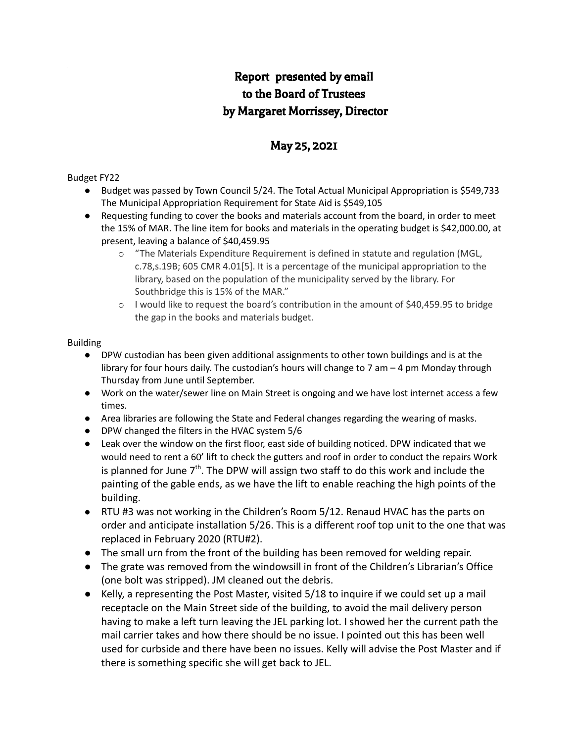# Report presented by email to the Board of Trustees by Margaret Morrissey, Director

## May 25, 2021

Budget FY22

- Budget was passed by Town Council 5/24. The Total Actual Municipal Appropriation is $549,733 The Municipal Appropriation Requirement for State Aid is $549,105
- Requesting funding to cover the books and materials account from the board, in order to meet the 15% of MAR. The line item for books and materials in the operating budget is $42,000.00, at present, leaving a balance of $40,459.95
  - "The Materials Expenditure Requirement is defined in statute and regulation (MGL, c.78,s.19B; 605 CMR 4.01[5]. It is a percentage of the municipal appropriation to the library, based on the population of the municipality served by the library. For Southbridge this is 15% of the MAR."
  - I would like to request the board's contribution in the amount of $40,459.95 to bridge the gap in the books and materials budget.

Building

- DPW custodian has been given additional assignments to other town buildings and is at the library for four hours daily. The custodian's hours will change to 7 am – 4 pm Monday through Thursday from June until September.
- Work on the water/sewer line on Main Street is ongoing and we have lost internet access a few times.
- Area libraries are following the State and Federal changes regarding the wearing of masks.
- DPW changed the filters in the HVAC system 5/6
- Leak over the window on the first floor, east side of building noticed. DPW indicated that we would need to rent a 60' lift to check the gutters and roof in order to conduct the repairs Work is planned for June 7th. The DPW will assign two staff to do this work and include the painting of the gable ends, as we have the lift to enable reaching the high points of the building.
- RTU #3 was not working in the Children's Room 5/12. Renaud HVAC has the parts on order and anticipate installation 5/26. This is a different roof top unit to the one that was replaced in February 2020 (RTU#2).
- The small urn from the front of the building has been removed for welding repair.
- The grate was removed from the windowsill in front of the Children's Librarian's Office (one bolt was stripped). JM cleaned out the debris.
- Kelly, a representing the Post Master, visited 5/18 to inquire if we could set up a mail receptacle on the Main Street side of the building, to avoid the mail delivery person having to make a left turn leaving the JEL parking lot. I showed her the current path the mail carrier takes and how there should be no issue. I pointed out this has been well used for curbside and there have been no issues. Kelly will advise the Post Master and if there is something specific she will get back to JEL.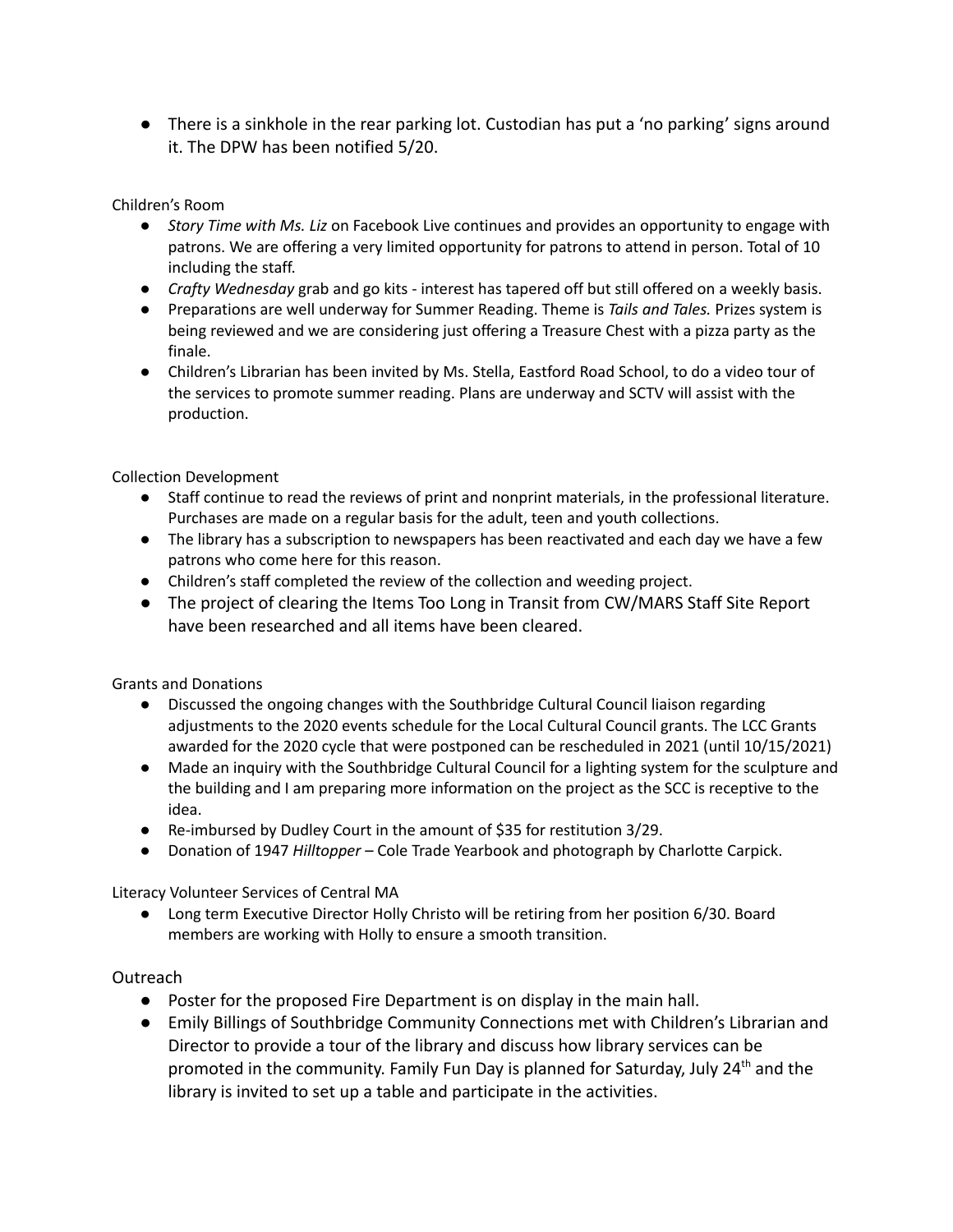- There is a sinkhole in the rear parking lot. Custodian has put a 'no parking' signs around it. The DPW has been notified 5/20.

Children's Room

- *Story Time with Ms. Liz* on Facebook Live continues and provides an opportunity to engage with patrons. We are offering a very limited opportunity for patrons to attend in person. Total of 10 including the staff.
- *Crafty Wednesday* grab and go kits - interest has tapered off but still offered on a weekly basis.
- Preparations are well underway for Summer Reading. Theme is *Tails and Tales.* Prizes system is being reviewed and we are considering just offering a Treasure Chest with a pizza party as the finale.
- Children's Librarian has been invited by Ms. Stella, Eastford Road School, to do a video tour of the services to promote summer reading. Plans are underway and SCTV will assist with the production.

Collection Development

- Staff continue to read the reviews of print and nonprint materials, in the professional literature. Purchases are made on a regular basis for the adult, teen and youth collections.
- The library has a subscription to newspapers has been reactivated and each day we have a few patrons who come here for this reason.
- Children's staff completed the review of the collection and weeding project.
- The project of clearing the Items Too Long in Transit from CW/MARS Staff Site Report have been researched and all items have been cleared.

Grants and Donations

- Discussed the ongoing changes with the Southbridge Cultural Council liaison regarding adjustments to the 2020 events schedule for the Local Cultural Council grants. The LCC Grants awarded for the 2020 cycle that were postponed can be rescheduled in 2021 (until 10/15/2021)
- Made an inquiry with the Southbridge Cultural Council for a lighting system for the sculpture and the building and I am preparing more information on the project as the SCC is receptive to the idea.
- Re-imbursed by Dudley Court in the amount of $35 for restitution 3/29.
- Donation of 1947 *Hilltopper* – Cole Trade Yearbook and photograph by Charlotte Carpick.

Literacy Volunteer Services of Central MA

- Long term Executive Director Holly Christo will be retiring from her position 6/30. Board members are working with Holly to ensure a smooth transition.

Outreach

- Poster for the proposed Fire Department is on display in the main hall.
- Emily Billings of Southbridge Community Connections met with Children's Librarian and Director to provide a tour of the library and discuss how library services can be promoted in the community. Family Fun Day is planned for Saturday, July 24th and the library is invited to set up a table and participate in the activities.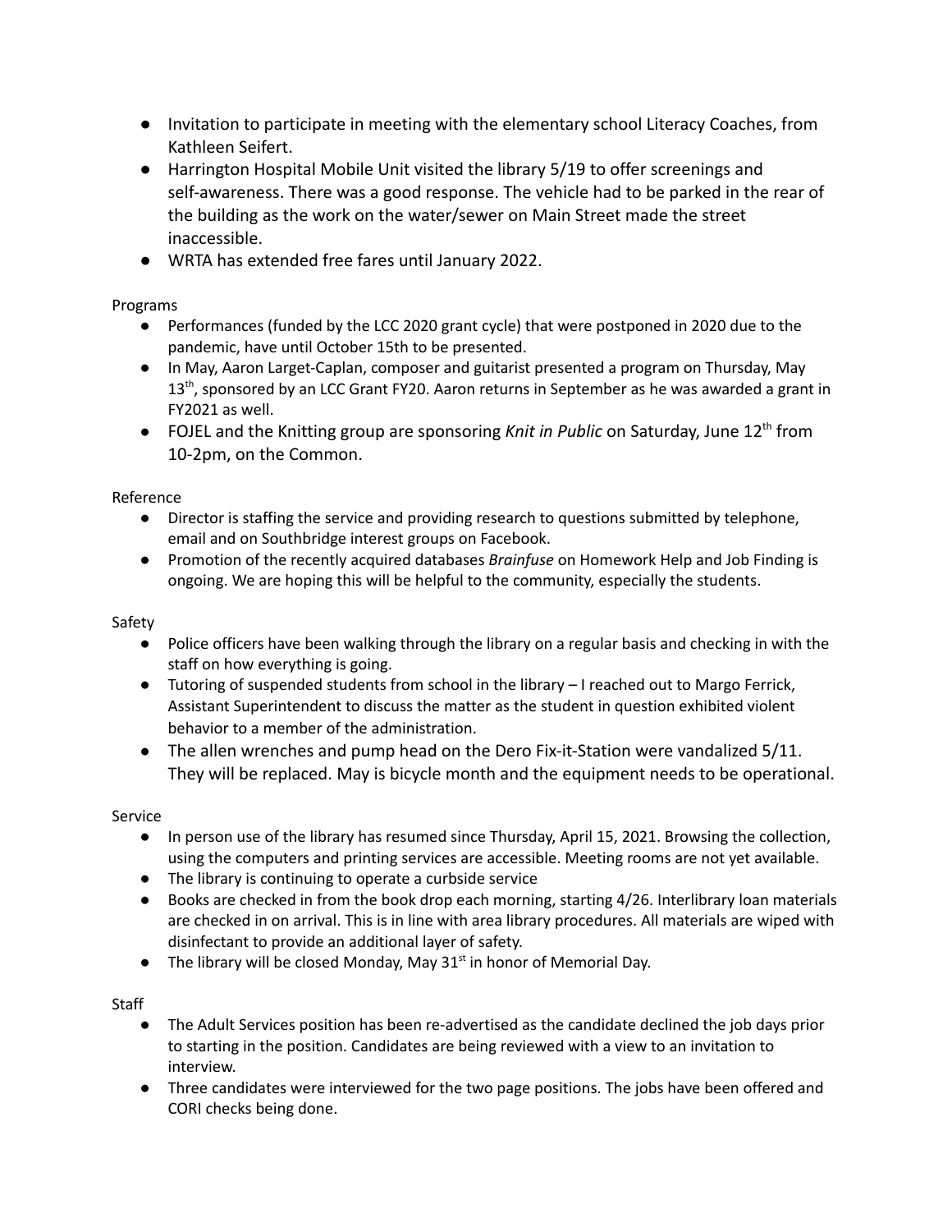- Invitation to participate in meeting with the elementary school Literacy Coaches, from Kathleen Seifert.
- Harrington Hospital Mobile Unit visited the library 5/19 to offer screenings and self-awareness. There was a good response. The vehicle had to be parked in the rear of the building as the work on the water/sewer on Main Street made the street inaccessible.
- WRTA has extended free fares until January 2022.

Programs

- Performances (funded by the LCC 2020 grant cycle) that were postponed in 2020 due to the pandemic, have until October 15th to be presented.
- In May, Aaron Larget-Caplan, composer and guitarist presented a program on Thursday, May 13th, sponsored by an LCC Grant FY20. Aaron returns in September as he was awarded a grant in FY2021 as well.
- FOJEL and the Knitting group are sponsoring *Knit in Public* on Saturday, June 12th from 10-2pm, on the Common.

Reference

- Director is staffing the service and providing research to questions submitted by telephone, email and on Southbridge interest groups on Facebook.
- Promotion of the recently acquired databases *Brainfuse* on Homework Help and Job Finding is ongoing. We are hoping this will be helpful to the community, especially the students.

Safety

- Police officers have been walking through the library on a regular basis and checking in with the staff on how everything is going.
- Tutoring of suspended students from school in the library – I reached out to Margo Ferrick, Assistant Superintendent to discuss the matter as the student in question exhibited violent behavior to a member of the administration.
- The allen wrenches and pump head on the Dero Fix-it-Station were vandalized 5/11. They will be replaced. May is bicycle month and the equipment needs to be operational.

Service

- In person use of the library has resumed since Thursday, April 15, 2021. Browsing the collection, using the computers and printing services are accessible. Meeting rooms are not yet available.
- The library is continuing to operate a curbside service
- Books are checked in from the book drop each morning, starting 4/26. Interlibrary loan materials are checked in on arrival. This is in line with area library procedures. All materials are wiped with disinfectant to provide an additional layer of safety.
- The library will be closed Monday, May 31st in honor of Memorial Day.

Staff

- The Adult Services position has been re-advertised as the candidate declined the job days prior to starting in the position. Candidates are being reviewed with a view to an invitation to interview.
- Three candidates were interviewed for the two page positions. The jobs have been offered and CORI checks being done.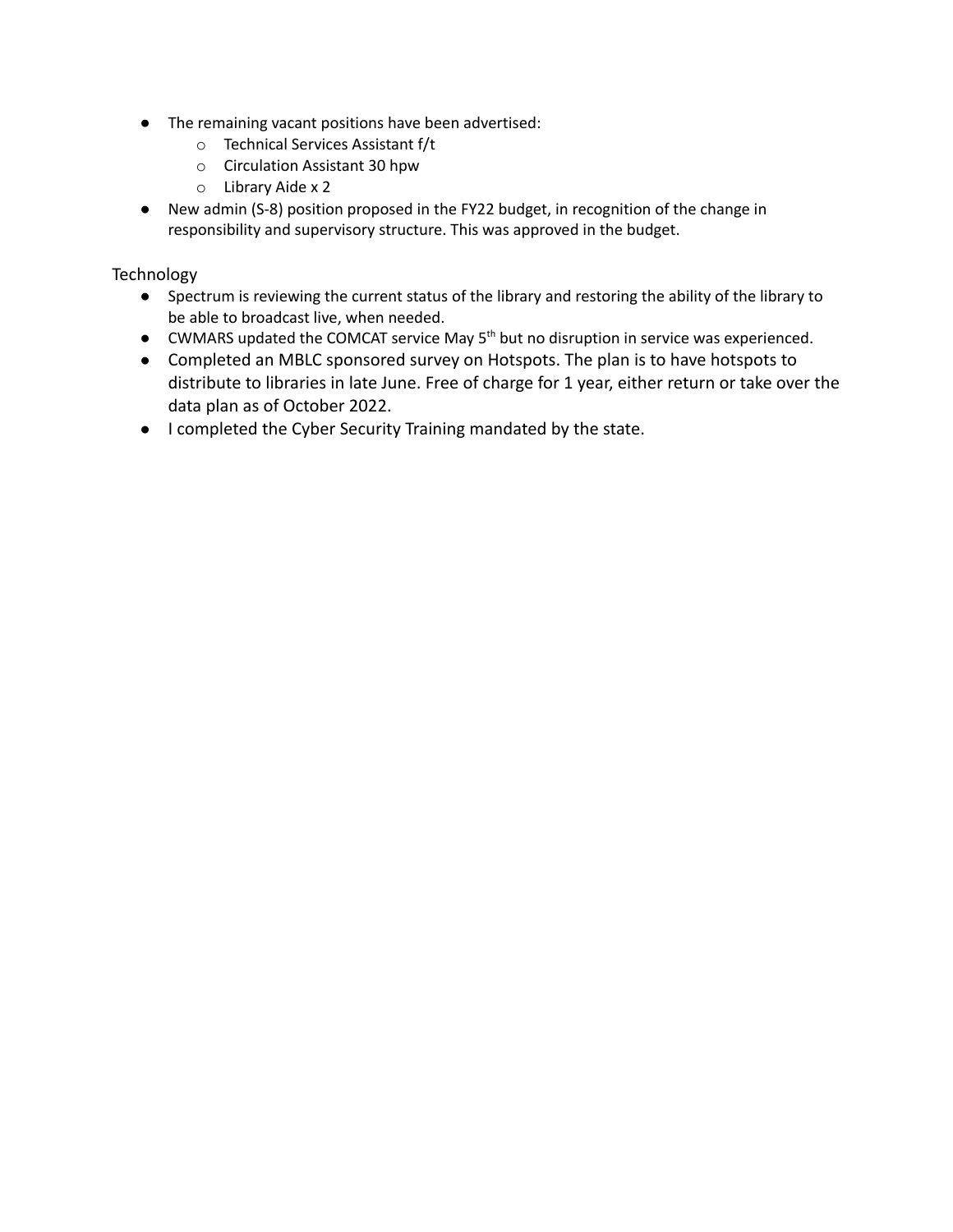- The remaining vacant positions have been advertised:
  - Technical Services Assistant f/t
  - Circulation Assistant 30 hpw
  - Library Aide x 2
- New admin (S-8) position proposed in the FY22 budget, in recognition of the change in responsibility and supervisory structure. This was approved in the budget.

Technology

- Spectrum is reviewing the current status of the library and restoring the ability of the library to be able to broadcast live, when needed.
- CWMARS updated the COMCAT service May 5th but no disruption in service was experienced.
- Completed an MBLC sponsored survey on Hotspots. The plan is to have hotspots to distribute to libraries in late June. Free of charge for 1 year, either return or take over the data plan as of October 2022.
- I completed the Cyber Security Training mandated by the state.